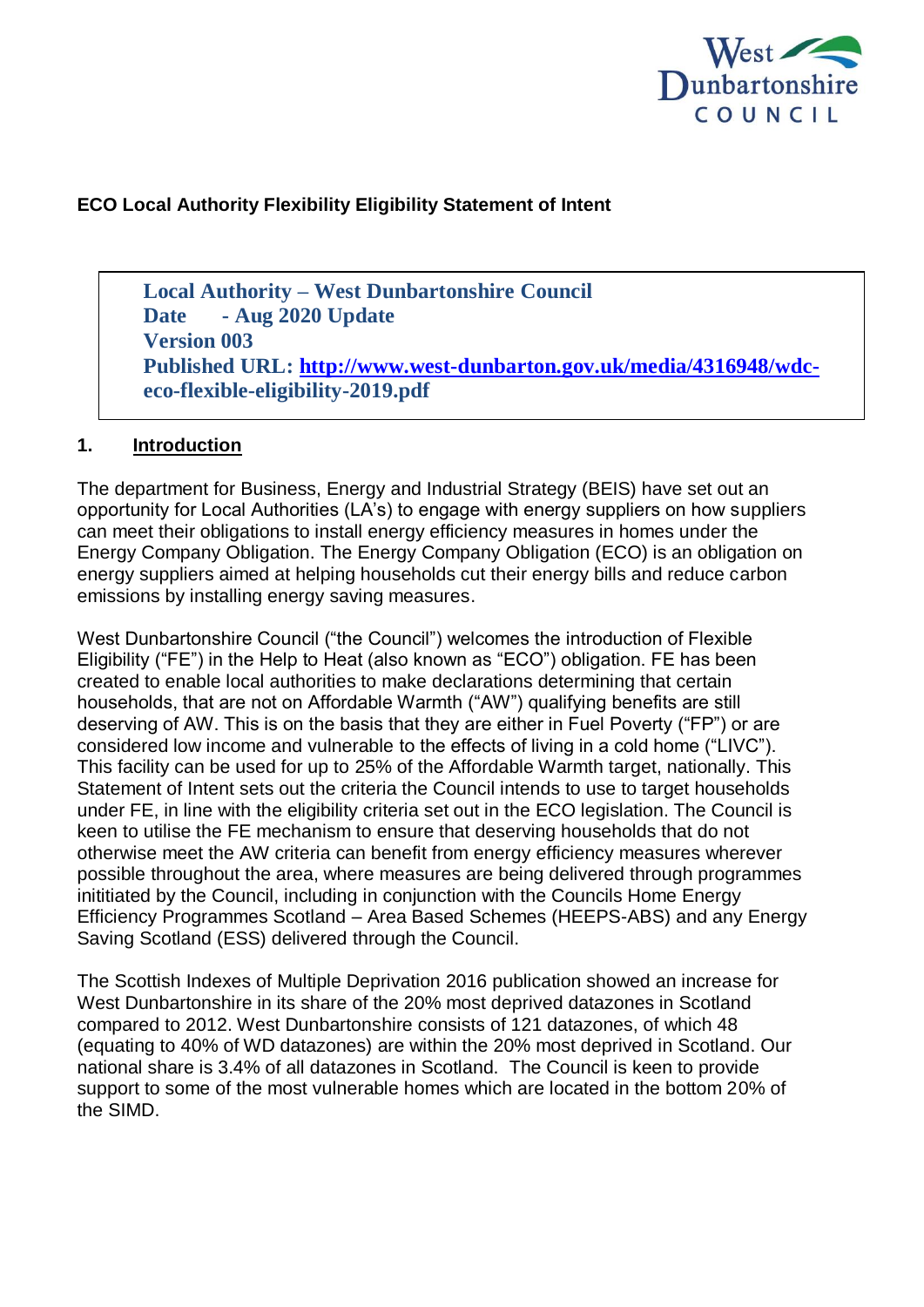**ECO Local Authority Flexibility Eligibility Statement of Intent**

> **Local Authority – West Dunbartonshire Council**
> **Date - Aug 2020 Update**
> **Version 003**
> **Published URL: [http://www.west-dunbarton.gov.uk/media/4316948/wdc-eco-flexible-eligibility-2019.pdf](http://www.west-dunbarton.gov.uk/media/4316948/wdc-eco-flexible-eligibility-2019.pdf)**

## 1. Introduction

The department for Business, Energy and Industrial Strategy (BEIS) have set out an opportunity for Local Authorities (LA's) to engage with energy suppliers on how suppliers can meet their obligations to install energy efficiency measures in homes under the Energy Company Obligation. The Energy Company Obligation (ECO) is an obligation on energy suppliers aimed at helping households cut their energy bills and reduce carbon emissions by installing energy saving measures.

West Dunbartonshire Council ("the Council") welcomes the introduction of Flexible Eligibility ("FE") in the Help to Heat (also known as "ECO") obligation. FE has been created to enable local authorities to make declarations determining that certain households, that are not on Affordable Warmth ("AW") qualifying benefits are still deserving of AW. This is on the basis that they are either in Fuel Poverty ("FP") or are considered low income and vulnerable to the effects of living in a cold home ("LIVC"). This facility can be used for up to 25% of the Affordable Warmth target, nationally. This Statement of Intent sets out the criteria the Council intends to use to target households under FE, in line with the eligibility criteria set out in the ECO legislation. The Council is keen to utilise the FE mechanism to ensure that deserving households that do not otherwise meet the AW criteria can benefit from energy efficiency measures wherever possible throughout the area, where measures are being delivered through programmes inititiated by the Council, including in conjunction with the Councils Home Energy Efficiency Programmes Scotland – Area Based Schemes (HEEPS-ABS) and any Energy Saving Scotland (ESS) delivered through the Council.

The Scottish Indexes of Multiple Deprivation 2016 publication showed an increase for West Dunbartonshire in its share of the 20% most deprived datazones in Scotland compared to 2012. West Dunbartonshire consists of 121 datazones, of which 48 (equating to 40% of WD datazones) are within the 20% most deprived in Scotland. Our national share is 3.4% of all datazones in Scotland. The Council is keen to provide support to some of the most vulnerable homes which are located in the bottom 20% of the SIMD.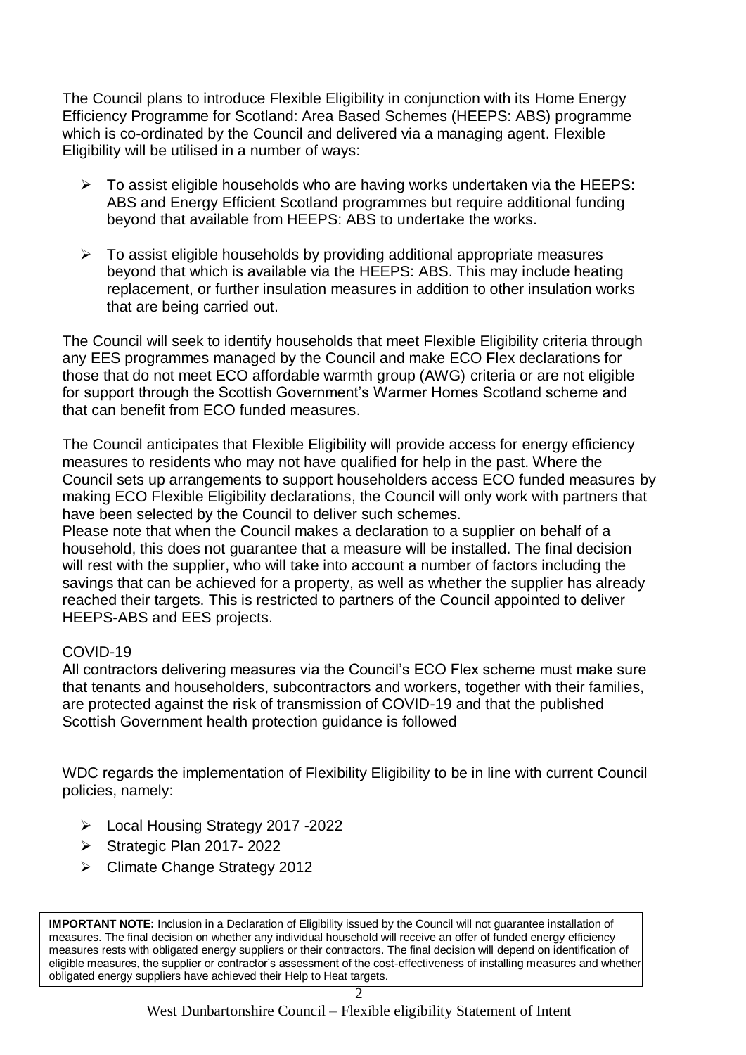The Council plans to introduce Flexible Eligibility in conjunction with its Home Energy Efficiency Programme for Scotland: Area Based Schemes (HEEPS: ABS) programme which is co-ordinated by the Council and delivered via a managing agent. Flexible Eligibility will be utilised in a number of ways:

- To assist eligible households who are having works undertaken via the HEEPS: ABS and Energy Efficient Scotland programmes but require additional funding beyond that available from HEEPS: ABS to undertake the works.
- To assist eligible households by providing additional appropriate measures beyond that which is available via the HEEPS: ABS. This may include heating replacement, or further insulation measures in addition to other insulation works that are being carried out.

The Council will seek to identify households that meet Flexible Eligibility criteria through any EES programmes managed by the Council and make ECO Flex declarations for those that do not meet ECO affordable warmth group (AWG) criteria or are not eligible for support through the Scottish Government's Warmer Homes Scotland scheme and that can benefit from ECO funded measures.

The Council anticipates that Flexible Eligibility will provide access for energy efficiency measures to residents who may not have qualified for help in the past. Where the Council sets up arrangements to support householders access ECO funded measures by making ECO Flexible Eligibility declarations, the Council will only work with partners that have been selected by the Council to deliver such schemes.
Please note that when the Council makes a declaration to a supplier on behalf of a household, this does not guarantee that a measure will be installed. The final decision will rest with the supplier, who will take into account a number of factors including the savings that can be achieved for a property, as well as whether the supplier has already reached their targets. This is restricted to partners of the Council appointed to deliver HEEPS-ABS and EES projects.

COVID-19
All contractors delivering measures via the Council's ECO Flex scheme must make sure that tenants and householders, subcontractors and workers, together with their families, are protected against the risk of transmission of COVID-19 and that the published Scottish Government health protection guidance is followed

WDC regards the implementation of Flexibility Eligibility to be in line with current Council policies, namely:

- Local Housing Strategy 2017 -2022
- Strategic Plan 2017- 2022
- Climate Change Strategy 2012

**IMPORTANT NOTE:** Inclusion in a Declaration of Eligibility issued by the Council will not guarantee installation of measures. The final decision on whether any individual household will receive an offer of funded energy efficiency measures rests with obligated energy suppliers or their contractors. The final decision will depend on identification of eligible measures, the supplier or contractor's assessment of the cost-effectiveness of installing measures and whether obligated energy suppliers have achieved their Help to Heat targets.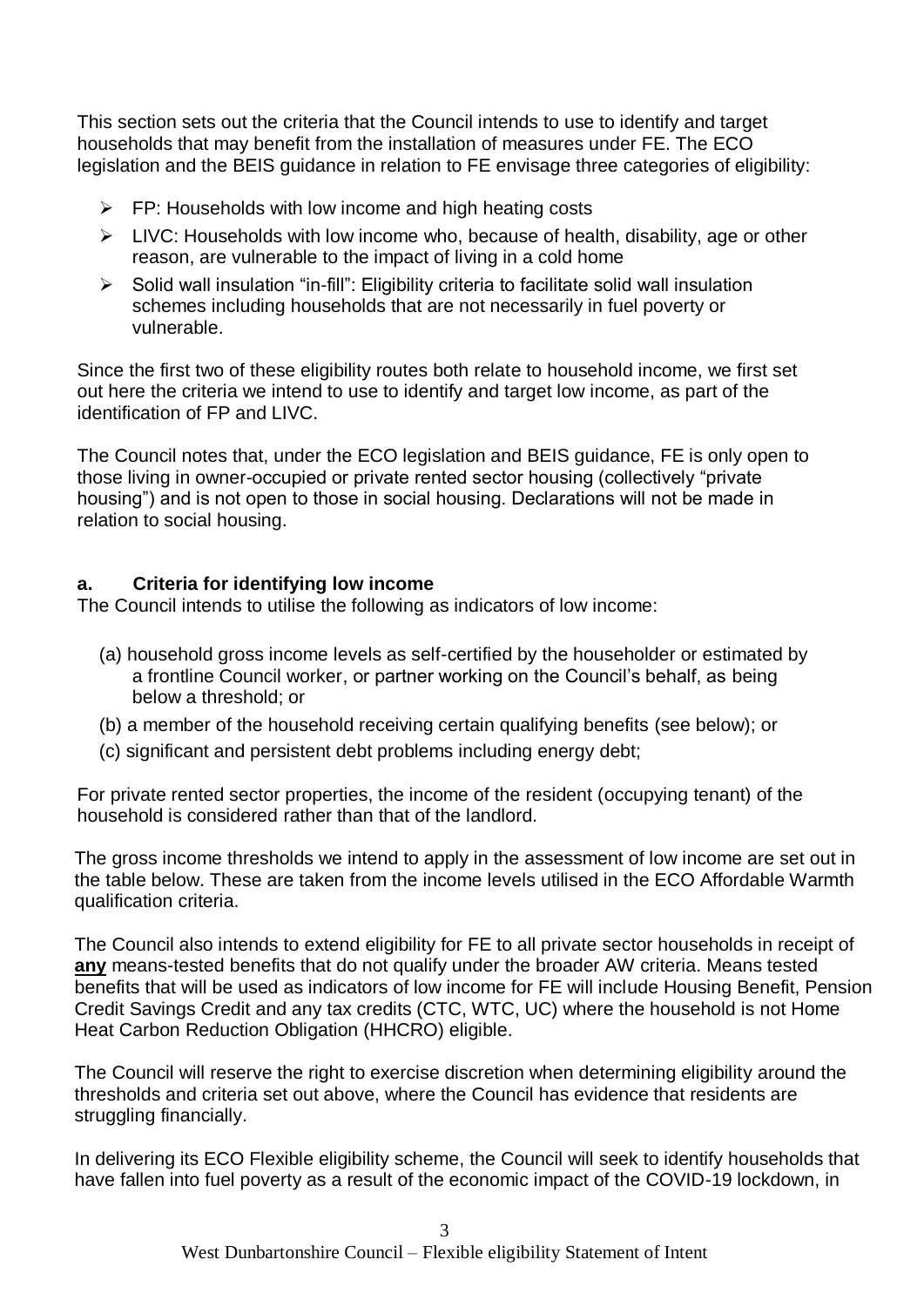This section sets out the criteria that the Council intends to use to identify and target households that may benefit from the installation of measures under FE. The ECO legislation and the BEIS guidance in relation to FE envisage three categories of eligibility:

- FP: Households with low income and high heating costs
- LIVC: Households with low income who, because of health, disability, age or other reason, are vulnerable to the impact of living in a cold home
- Solid wall insulation "in-fill": Eligibility criteria to facilitate solid wall insulation schemes including households that are not necessarily in fuel poverty or vulnerable.

Since the first two of these eligibility routes both relate to household income, we first set out here the criteria we intend to use to identify and target low income, as part of the identification of FP and LIVC.

The Council notes that, under the ECO legislation and BEIS guidance, FE is only open to those living in owner-occupied or private rented sector housing (collectively "private housing") and is not open to those in social housing. Declarations will not be made in relation to social housing.

### a. Criteria for identifying low income

The Council intends to utilise the following as indicators of low income:

(a) household gross income levels as self-certified by the householder or estimated by a frontline Council worker, or partner working on the Council's behalf, as being below a threshold; or

(b) a member of the household receiving certain qualifying benefits (see below); or

(c) significant and persistent debt problems including energy debt;

For private rented sector properties, the income of the resident (occupying tenant) of the household is considered rather than that of the landlord.

The gross income thresholds we intend to apply in the assessment of low income are set out in the table below. These are taken from the income levels utilised in the ECO Affordable Warmth qualification criteria.

The Council also intends to extend eligibility for FE to all private sector households in receipt of **any** means-tested benefits that do not qualify under the broader AW criteria. Means tested benefits that will be used as indicators of low income for FE will include Housing Benefit, Pension Credit Savings Credit and any tax credits (CTC, WTC, UC) where the household is not Home Heat Carbon Reduction Obligation (HHCRO) eligible.

The Council will reserve the right to exercise discretion when determining eligibility around the thresholds and criteria set out above, where the Council has evidence that residents are struggling financially.

In delivering its ECO Flexible eligibility scheme, the Council will seek to identify households that have fallen into fuel poverty as a result of the economic impact of the COVID-19 lockdown, in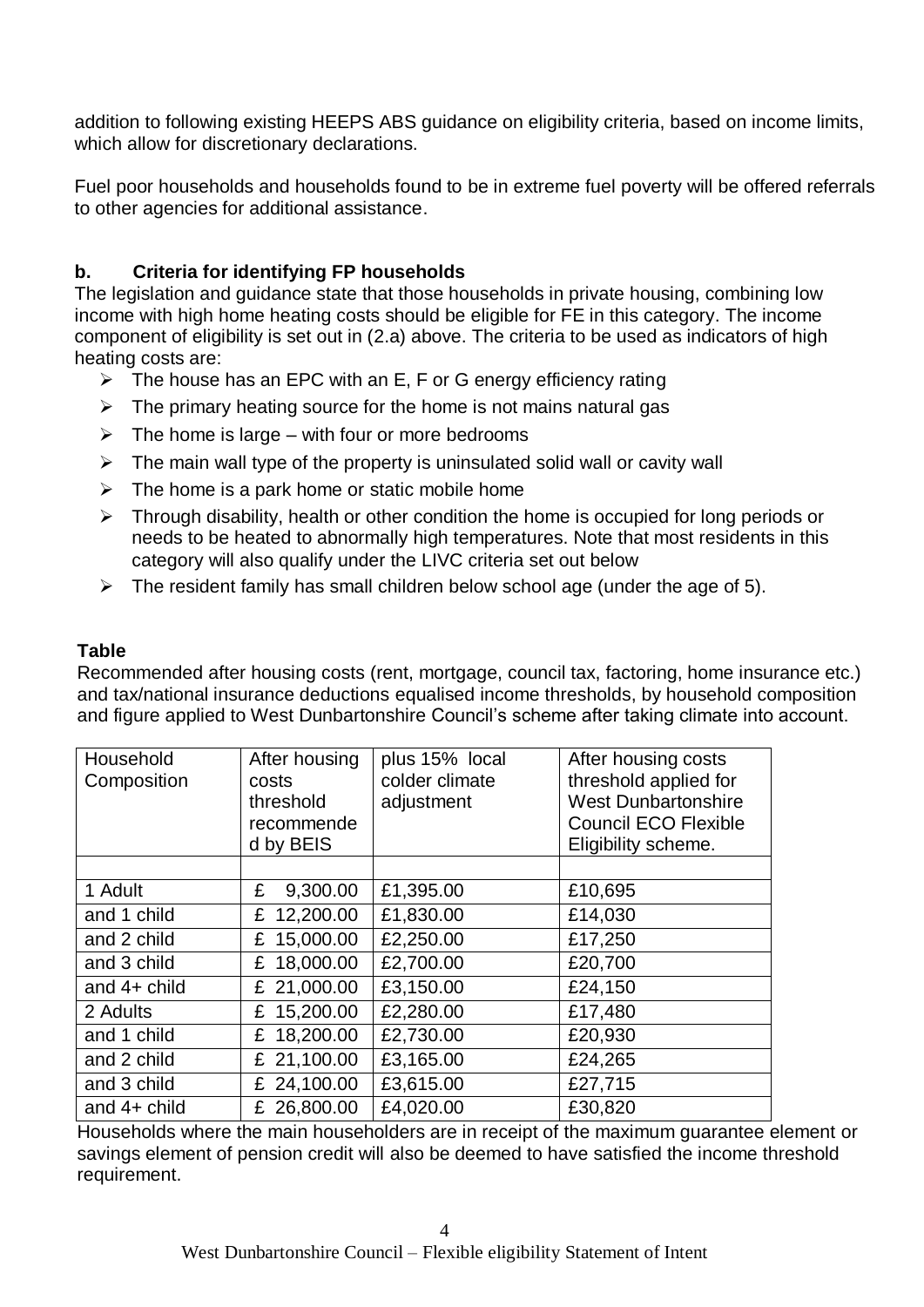addition to following existing HEEPS ABS guidance on eligibility criteria, based on income limits, which allow for discretionary declarations.

Fuel poor households and households found to be in extreme fuel poverty will be offered referrals to other agencies for additional assistance.

### b. Criteria for identifying FP households

The legislation and guidance state that those households in private housing, combining low income with high home heating costs should be eligible for FE in this category. The income component of eligibility is set out in (2.a) above. The criteria to be used as indicators of high heating costs are:

- The house has an EPC with an E, F or G energy efficiency rating
- The primary heating source for the home is not mains natural gas
- The home is large – with four or more bedrooms
- The main wall type of the property is uninsulated solid wall or cavity wall
- The home is a park home or static mobile home
- Through disability, health or other condition the home is occupied for long periods or needs to be heated to abnormally high temperatures. Note that most residents in this category will also qualify under the LIVC criteria set out below
- The resident family has small children below school age (under the age of 5).

**Table**

Recommended after housing costs (rent, mortgage, council tax, factoring, home insurance etc.) and tax/national insurance deductions equalised income thresholds, by household composition and figure applied to West Dunbartonshire Council's scheme after taking climate into account.

| Household Composition | After housing costs threshold recommended by BEIS | plus 15% local colder climate adjustment | After housing costs threshold applied for West Dunbartonshire Council ECO Flexible Eligibility scheme. |
|---|---|---|---|
| | | | |
| 1 Adult | £ 9,300.00 | £1,395.00 | £10,695 |
| and 1 child | £ 12,200.00 | £1,830.00 | £14,030 |
| and 2 child | £ 15,000.00 | £2,250.00 | £17,250 |
| and 3 child | £ 18,000.00 | £2,700.00 | £20,700 |
| and 4+ child | £ 21,000.00 | £3,150.00 | £24,150 |
| 2 Adults | £ 15,200.00 | £2,280.00 | £17,480 |
| and 1 child | £ 18,200.00 | £2,730.00 | £20,930 |
| and 2 child | £ 21,100.00 | £3,165.00 | £24,265 |
| and 3 child | £ 24,100.00 | £3,615.00 | £27,715 |
| and 4+ child | £ 26,800.00 | £4,020.00 | £30,820 |

Households where the main householders are in receipt of the maximum guarantee element or savings element of pension credit will also be deemed to have satisfied the income threshold requirement.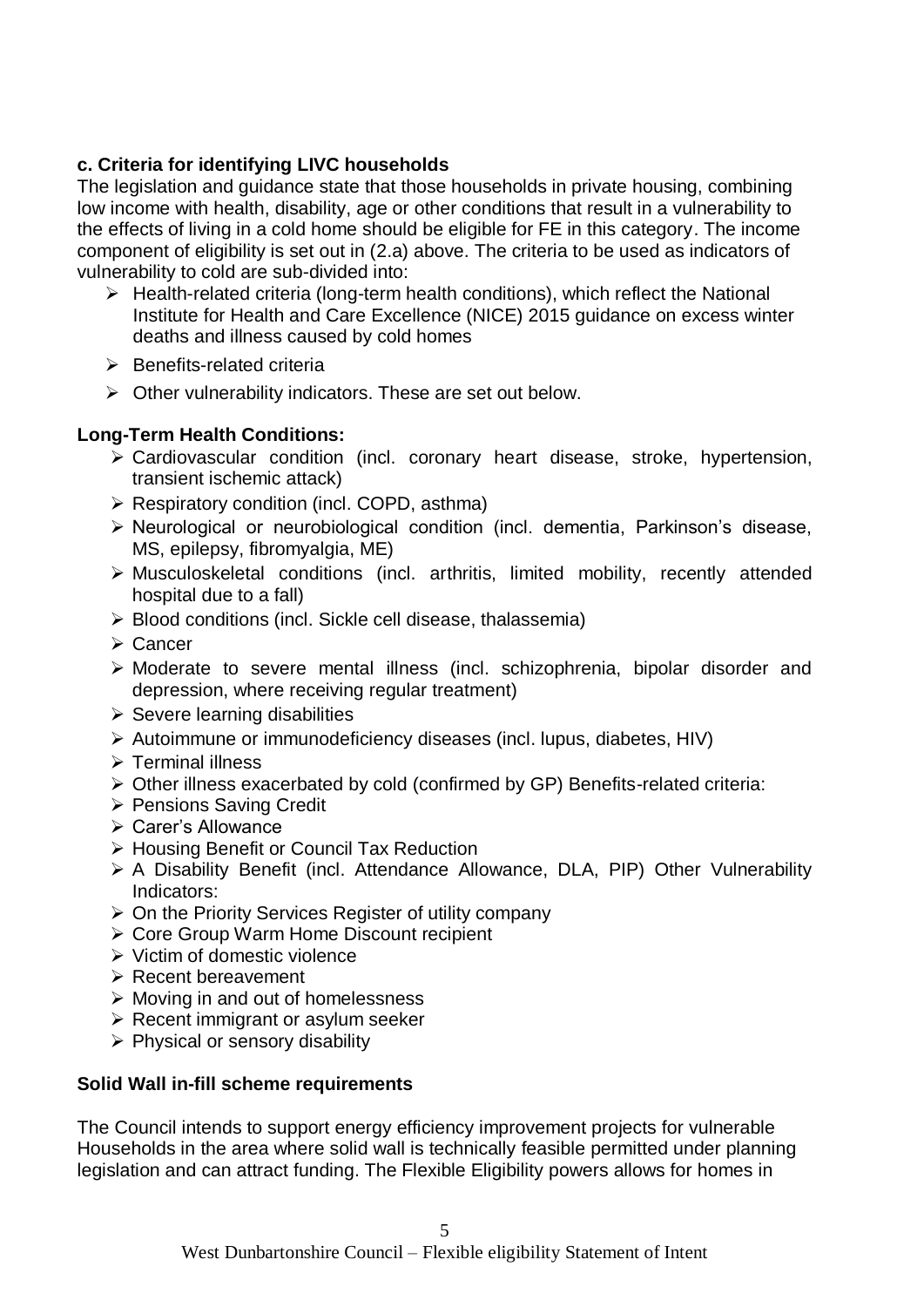**c. Criteria for identifying LIVC households**

The legislation and guidance state that those households in private housing, combining low income with health, disability, age or other conditions that result in a vulnerability to the effects of living in a cold home should be eligible for FE in this category. The income component of eligibility is set out in (2.a) above. The criteria to be used as indicators of vulnerability to cold are sub-divided into:

- Health-related criteria (long-term health conditions), which reflect the National Institute for Health and Care Excellence (NICE) 2015 guidance on excess winter deaths and illness caused by cold homes
- Benefits-related criteria
- Other vulnerability indicators. These are set out below.

**Long-Term Health Conditions:**

- Cardiovascular condition (incl. coronary heart disease, stroke, hypertension, transient ischemic attack)
- Respiratory condition (incl. COPD, asthma)
- Neurological or neurobiological condition (incl. dementia, Parkinson's disease, MS, epilepsy, fibromyalgia, ME)
- Musculoskeletal conditions (incl. arthritis, limited mobility, recently attended hospital due to a fall)
- Blood conditions (incl. Sickle cell disease, thalassemia)
- Cancer
- Moderate to severe mental illness (incl. schizophrenia, bipolar disorder and depression, where receiving regular treatment)
- Severe learning disabilities
- Autoimmune or immunodeficiency diseases (incl. lupus, diabetes, HIV)
- Terminal illness
- Other illness exacerbated by cold (confirmed by GP) Benefits-related criteria:
- Pensions Saving Credit
- Carer's Allowance
- Housing Benefit or Council Tax Reduction
- A Disability Benefit (incl. Attendance Allowance, DLA, PIP) Other Vulnerability Indicators:
- On the Priority Services Register of utility company
- Core Group Warm Home Discount recipient
- Victim of domestic violence
- Recent bereavement
- Moving in and out of homelessness
- Recent immigrant or asylum seeker
- Physical or sensory disability

**Solid Wall in-fill scheme requirements**

The Council intends to support energy efficiency improvement projects for vulnerable Households in the area where solid wall is technically feasible permitted under planning legislation and can attract funding. The Flexible Eligibility powers allows for homes in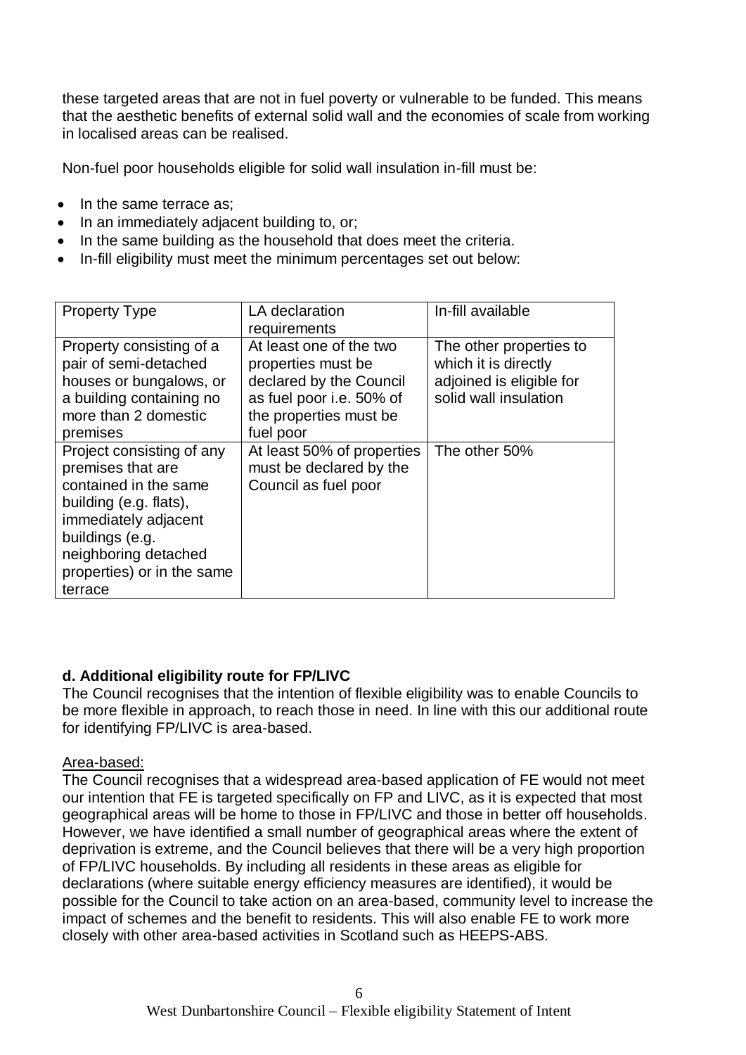these targeted areas that are not in fuel poverty or vulnerable to be funded. This means that the aesthetic benefits of external solid wall and the economies of scale from working in localised areas can be realised.

Non-fuel poor households eligible for solid wall insulation in-fill must be:

- In the same terrace as;
- In an immediately adjacent building to, or;
- In the same building as the household that does meet the criteria.
- In-fill eligibility must meet the minimum percentages set out below:

| Property Type | LA declaration requirements | In-fill available |
|---|---|---|
| Property consisting of a pair of semi-detached houses or bungalows, or a building containing no more than 2 domestic premises | At least one of the two properties must be declared by the Council as fuel poor i.e. 50% of the properties must be fuel poor | The other properties to which it is directly adjoined is eligible for solid wall insulation |
| Project consisting of any premises that are contained in the same building (e.g. flats), immediately adjacent buildings (e.g. neighboring detached properties) or in the same terrace | At least 50% of properties must be declared by the Council as fuel poor | The other 50% |

**d. Additional eligibility route for FP/LIVC**

The Council recognises that the intention of flexible eligibility was to enable Councils to be more flexible in approach, to reach those in need. In line with this our additional route for identifying FP/LIVC is area-based.

Area-based:

The Council recognises that a widespread area-based application of FE would not meet our intention that FE is targeted specifically on FP and LIVC, as it is expected that most geographical areas will be home to those in FP/LIVC and those in better off households. However, we have identified a small number of geographical areas where the extent of deprivation is extreme, and the Council believes that there will be a very high proportion of FP/LIVC households. By including all residents in these areas as eligible for declarations (where suitable energy efficiency measures are identified), it would be possible for the Council to take action on an area-based, community level to increase the impact of schemes and the benefit to residents. This will also enable FE to work more closely with other area-based activities in Scotland such as HEEPS-ABS.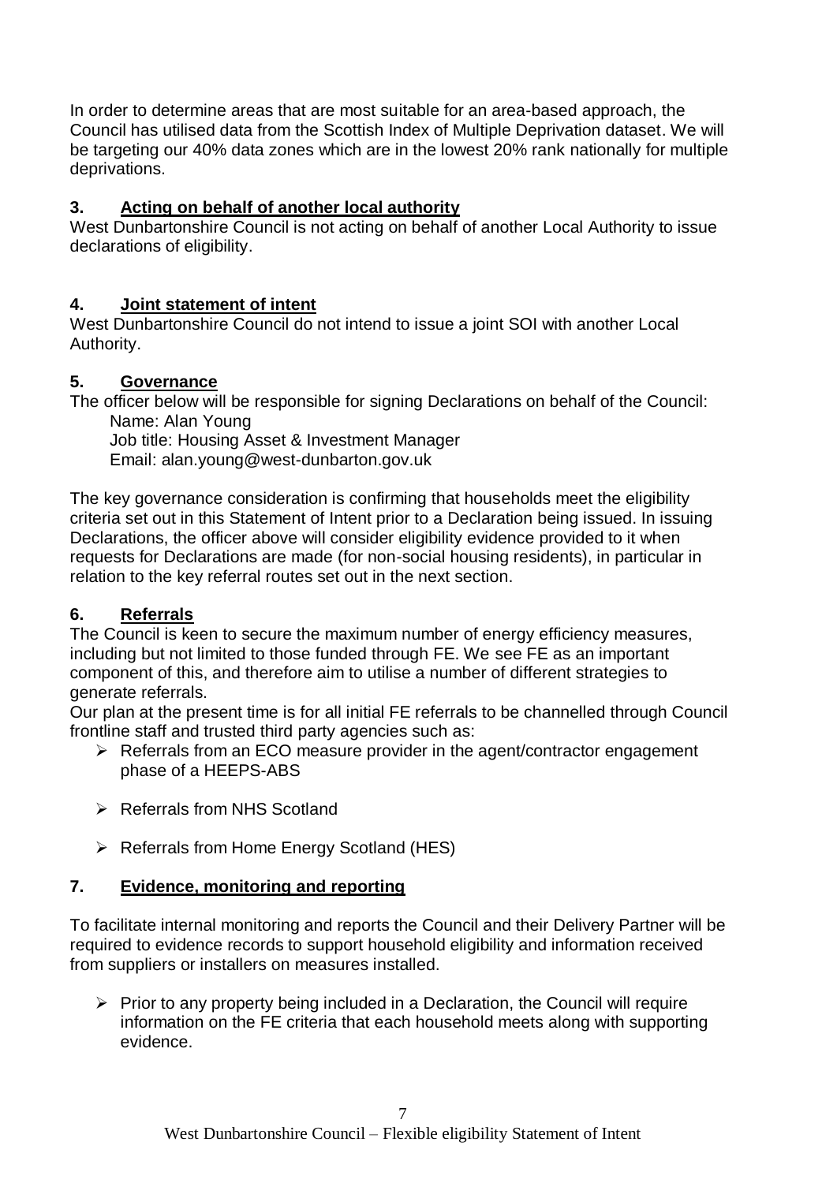In order to determine areas that are most suitable for an area-based approach, the Council has utilised data from the Scottish Index of Multiple Deprivation dataset. We will be targeting our 40% data zones which are in the lowest 20% rank nationally for multiple deprivations.

## 3. Acting on behalf of another local authority

West Dunbartonshire Council is not acting on behalf of another Local Authority to issue declarations of eligibility.

## 4. Joint statement of intent

West Dunbartonshire Council do not intend to issue a joint SOI with another Local Authority.

## 5. Governance

The officer below will be responsible for signing Declarations on behalf of the Council:

Name: Alan Young
Job title: Housing Asset & Investment Manager
Email: alan.young@west-dunbarton.gov.uk

The key governance consideration is confirming that households meet the eligibility criteria set out in this Statement of Intent prior to a Declaration being issued. In issuing Declarations, the officer above will consider eligibility evidence provided to it when requests for Declarations are made (for non-social housing residents), in particular in relation to the key referral routes set out in the next section.

## 6. Referrals

The Council is keen to secure the maximum number of energy efficiency measures, including but not limited to those funded through FE. We see FE as an important component of this, and therefore aim to utilise a number of different strategies to generate referrals.

Our plan at the present time is for all initial FE referrals to be channelled through Council frontline staff and trusted third party agencies such as:

- Referrals from an ECO measure provider in the agent/contractor engagement phase of a HEEPS-ABS
- Referrals from NHS Scotland
- Referrals from Home Energy Scotland (HES)

## 7. Evidence, monitoring and reporting

To facilitate internal monitoring and reports the Council and their Delivery Partner will be required to evidence records to support household eligibility and information received from suppliers or installers on measures installed.

- Prior to any property being included in a Declaration, the Council will require information on the FE criteria that each household meets along with supporting evidence.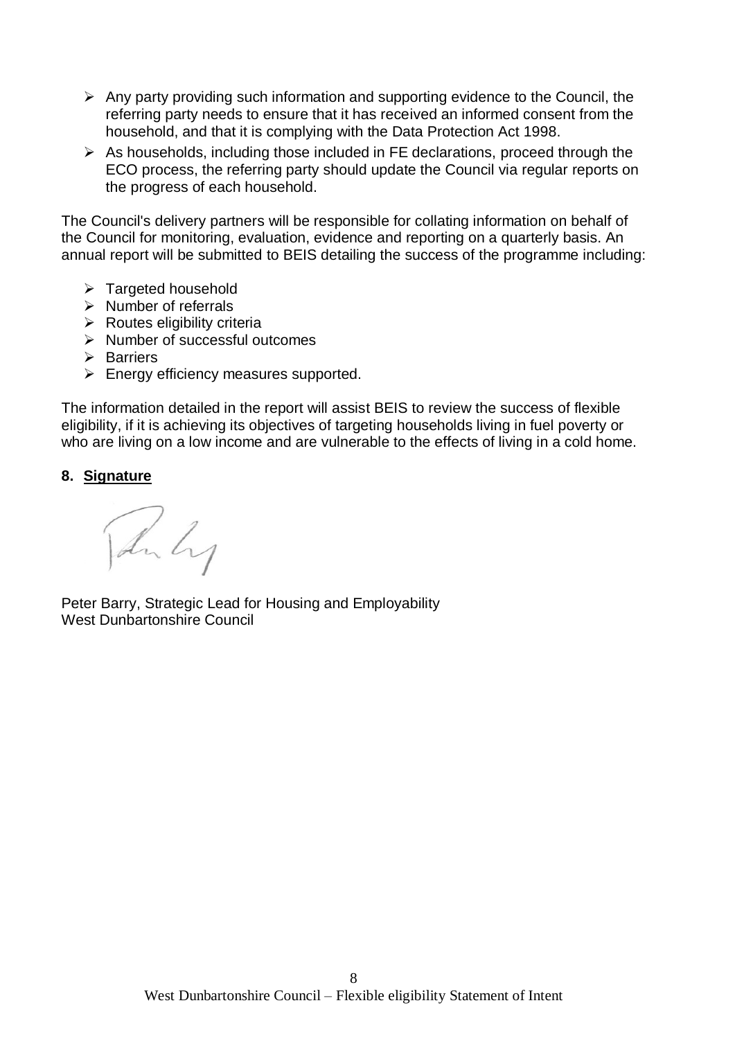- Any party providing such information and supporting evidence to the Council, the referring party needs to ensure that it has received an informed consent from the household, and that it is complying with the Data Protection Act 1998.
- As households, including those included in FE declarations, proceed through the ECO process, the referring party should update the Council via regular reports on the progress of each household.

The Council's delivery partners will be responsible for collating information on behalf of the Council for monitoring, evaluation, evidence and reporting on a quarterly basis. An annual report will be submitted to BEIS detailing the success of the programme including:

- Targeted household
- Number of referrals
- Routes eligibility criteria
- Number of successful outcomes
- Barriers
- Energy efficiency measures supported.

The information detailed in the report will assist BEIS to review the success of flexible eligibility, if it is achieving its objectives of targeting households living in fuel poverty or who are living on a low income and are vulnerable to the effects of living in a cold home.

## 8. Signature

Peter Barry, Strategic Lead for Housing and Employability
West Dunbartonshire Council